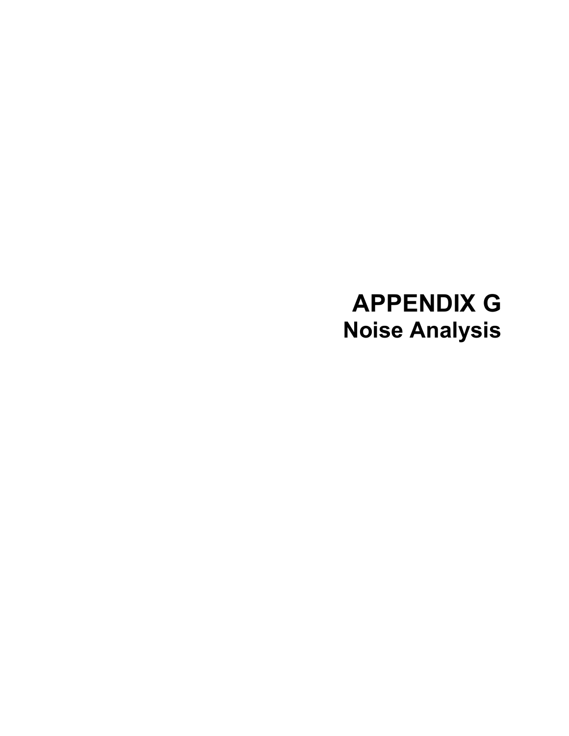# APPENDIX G

## Noise Analysis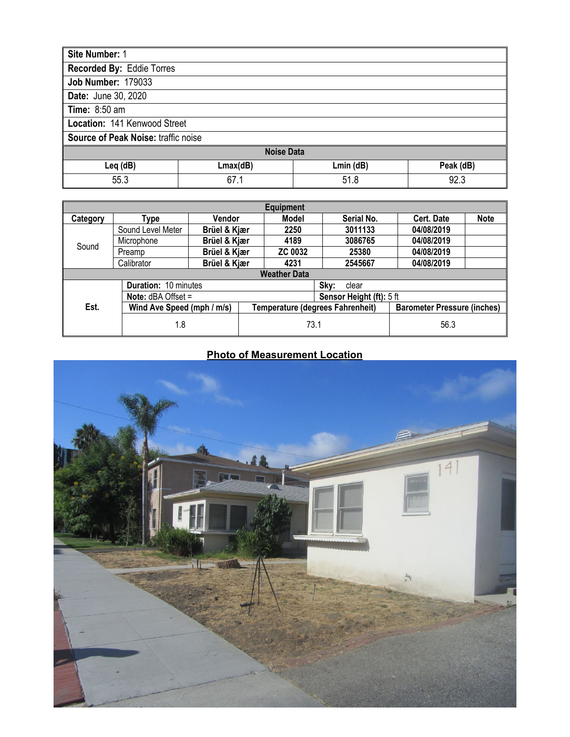| **Site Number:** 1 | | | |
|---|---|---|---|
| **Recorded By:** Eddie Torres | | | |
| **Job Number:** 179033 | | | |
| **Date:** June 30, 2020 | | | |
| **Time:** 8:50 am | | | |
| **Location:** 141 Kenwood Street | | | |
| **Source of Peak Noise:** traffic noise | | | |
| **Noise Data** | | | |
| **Leq (dB)** | **Lmax(dB)** | **Lmin (dB)** | **Peak (dB)** |
| 55.3 | 67.1 | 51.8 | 92.3 |

| **Equipment** | | | | | | |
|---|---|---|---|---|---|---|
| **Category** | **Type** | **Vendor** | **Model** | **Serial No.** | **Cert. Date** | **Note** |
| Sound | Sound Level Meter | **Brüel & Kjær** | **2250** | **3011133** | **04/08/2019** | |
| | Microphone | **Brüel & Kjær** | **4189** | **3086765** | **04/08/2019** | |
| | Preamp | **Brüel & Kjær** | **ZC 0032** | **25380** | **04/08/2019** | |
| | Calibrator | **Brüel & Kjær** | **4231** | **2545667** | **04/08/2019** | |

| **Weather Data** | | | |
|---|---|---|---|
| Est. | **Duration:** 10 minutes | | **Sky:** clear |
| | **Note:** dBA Offset = | | **Sensor Height (ft):** 5 ft |
| | **Wind Ave Speed (mph / m/s)** | **Temperature (degrees Fahrenheit)** | **Barometer Pressure (inches)** |
| | 1.8 | 73.1 | 56.3 |

## Photo of Measurement Location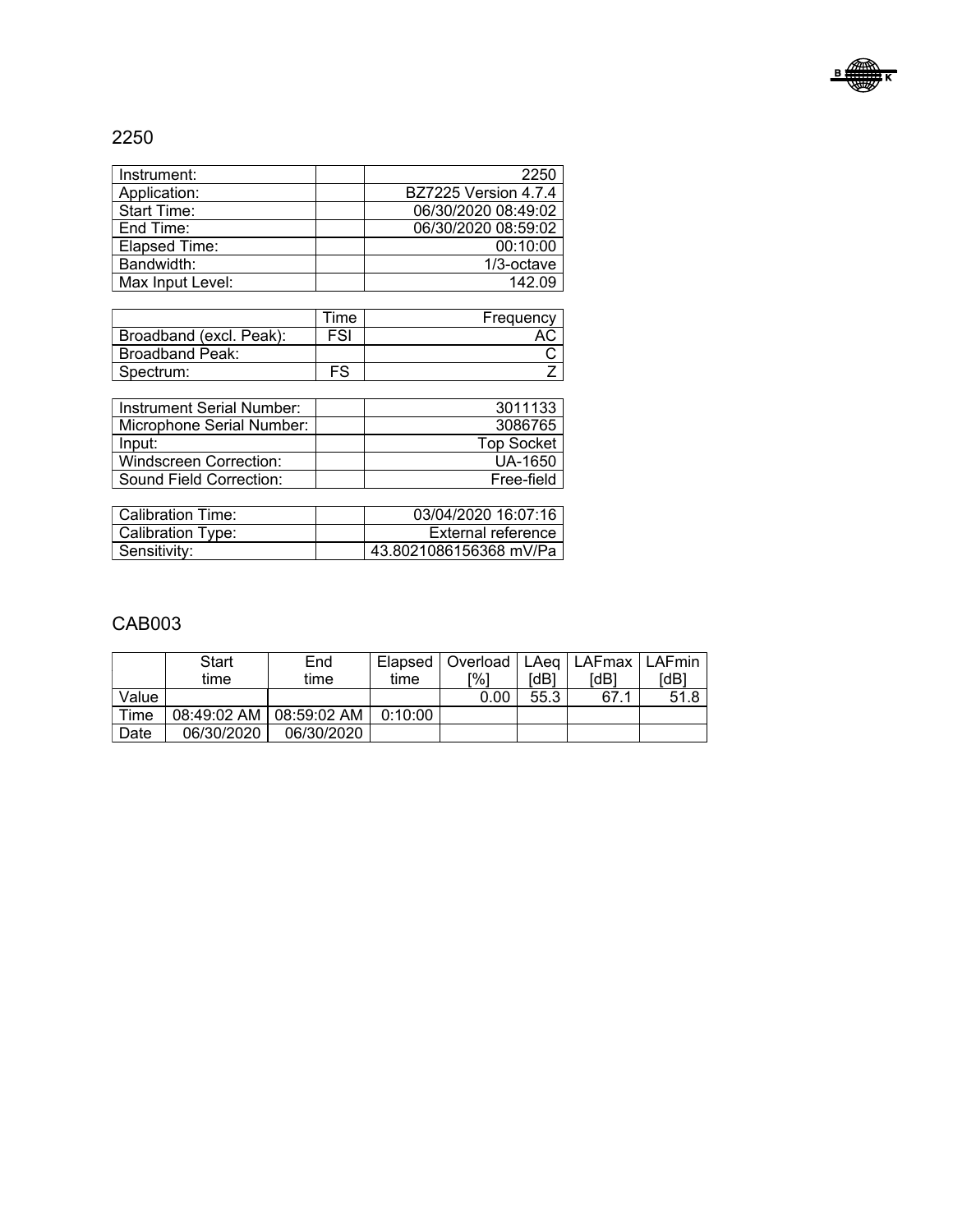## 2250

| Instrument: | | 2250 |
|---|---|---|
| Application: | | BZ7225 Version 4.7.4 |
| Start Time: | | 06/30/2020 08:49:02 |
| End Time: | | 06/30/2020 08:59:02 |
| Elapsed Time: | | 00:10:00 |
| Bandwidth: | | 1/3-octave |
| Max Input Level: | | 142.09 |

| | Time | Frequency |
|---|---|---|
| Broadband (excl. Peak): | FSI | AC |
| Broadband Peak: | | C |
| Spectrum: | FS | Z |

| Instrument Serial Number: | | 3011133 |
|---|---|---|
| Microphone Serial Number: | | 3086765 |
| Input: | | Top Socket |
| Windscreen Correction: | | UA-1650 |
| Sound Field Correction: | | Free-field |

| Calibration Time: | | 03/04/2020 16:07:16 |
|---|---|---|
| Calibration Type: | | External reference |
| Sensitivity: | | 43.8021086156368 mV/Pa |

## CAB003

| | Start time | End time | Elapsed time | Overload [%] | LAeq [dB] | LAFmax [dB] | LAFmin [dB] |
|---|---|---|---|---|---|---|---|
| Value | | | | 0.00 | 55.3 | 67.1 | 51.8 |
| Time | 08:49:02 AM | 08:59:02 AM | 0:10:00 | | | | |
| Date | 06/30/2020 | 06/30/2020 | | | | | |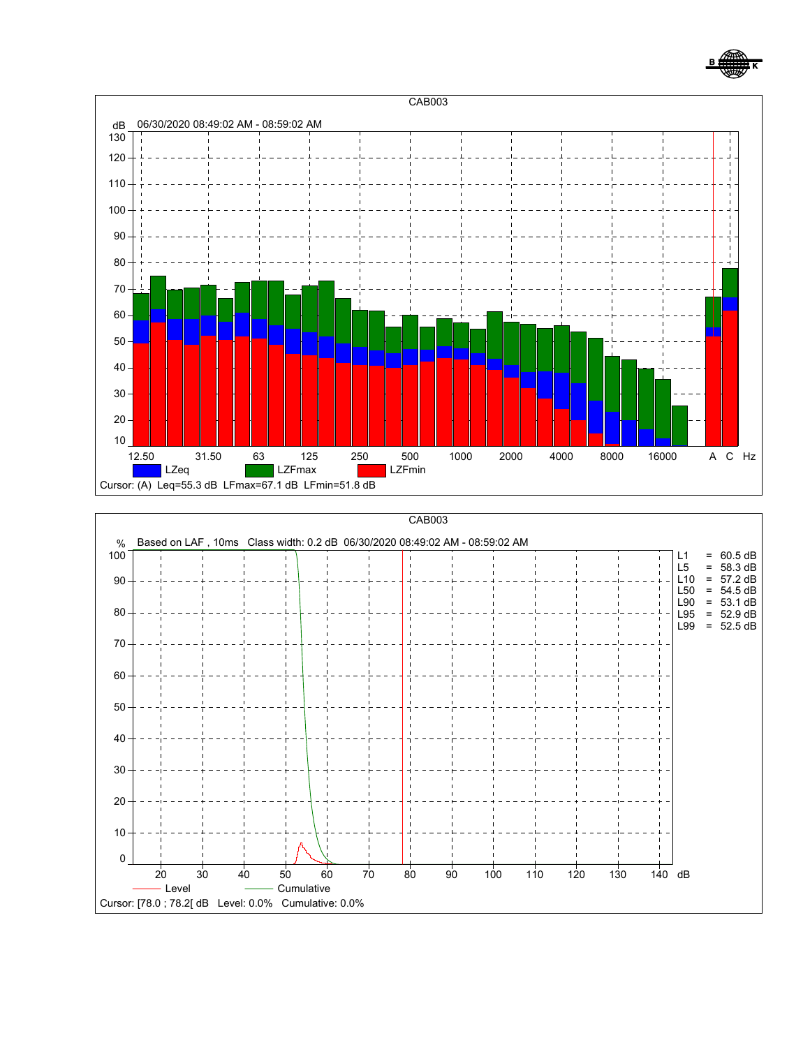## CAB003

dB 06/30/2020 08:49:02 AM - 08:59:02 AM

Legend: LZeq, LZFmax, LZFmin

Cursor: (A) Leq=55.3 dB LFmax=67.1 dB LFmin=51.8 dB

## CAB003

Based on LAF , 10ms Class width: 0.2 dB 06/30/2020 08:49:02 AM - 08:59:02 AM

| | | |
|---|---|---|
| L1 | = | 60.5 dB |
| L5 | = | 58.3 dB |
| L10 | = | 57.2 dB |
| L50 | = | 54.5 dB |
| L90 | = | 53.1 dB |
| L95 | = | 52.9 dB |
| L99 | = | 52.5 dB |

Legend: Level, Cumulative

Cursor: [78.0 ; 78.2[ dB Level: 0.0% Cumulative: 0.0%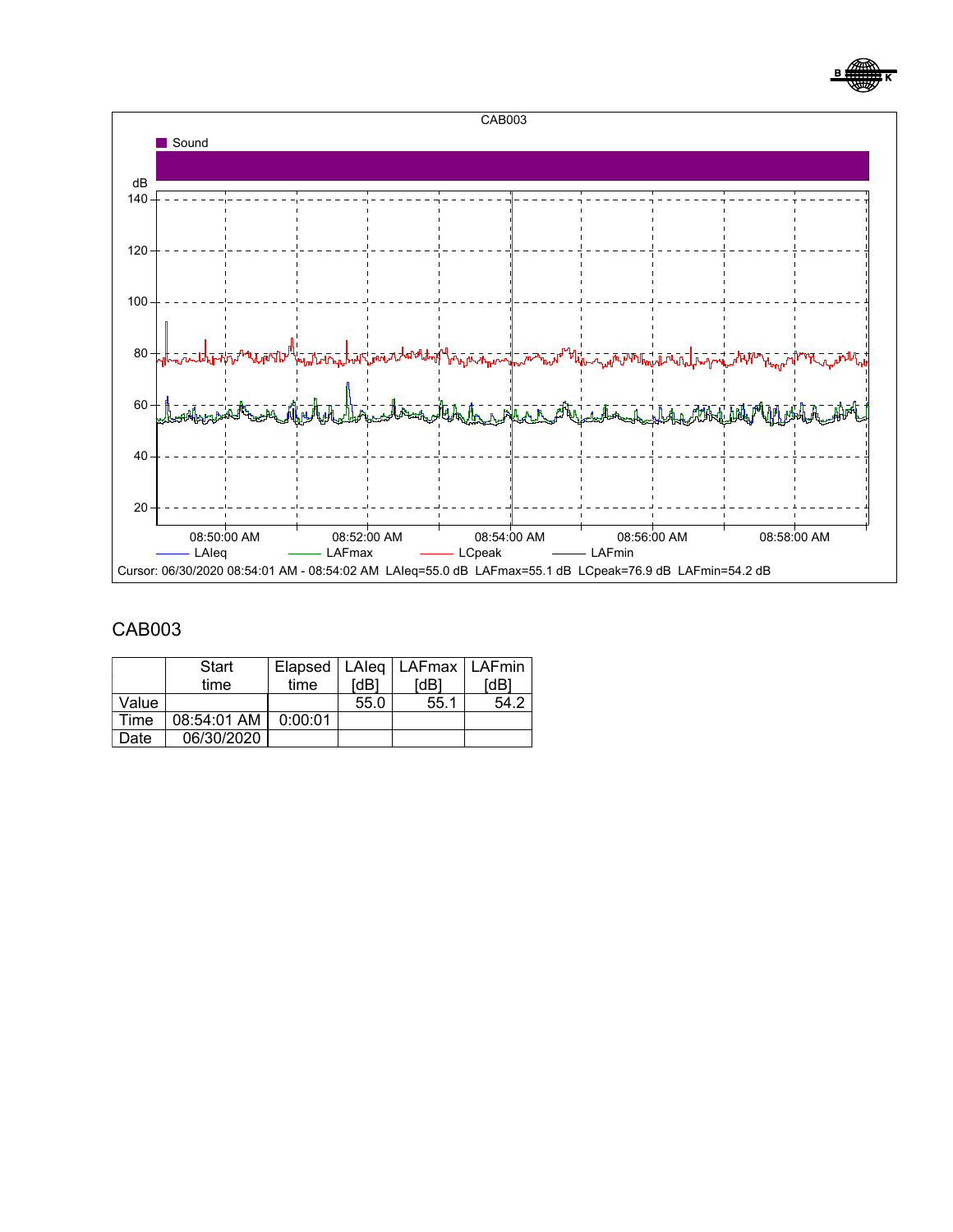CAB003

Sound

dB

140

120

100

80

60

40

20

08:50:00 AM 08:52:00 AM 08:54:00 AM 08:56:00 AM 08:58:00 AM

LAIeq LAFmax LCpeak LAFmin

Cursor: 06/30/2020 08:54:01 AM - 08:54:02 AM LAIeq=55.0 dB LAFmax=55.1 dB LCpeak=76.9 dB LAFmin=54.2 dB

## CAB003

| | Start time | Elapsed time | LAIeq [dB] | LAFmax [dB] | LAFmin [dB] |
|---|---|---|---|---|---|
| Value | | | 55.0 | 55.1 | 54.2 |
| Time | 08:54:01 AM | 0:00:01 | | | |
| Date | 06/30/2020 | | | | |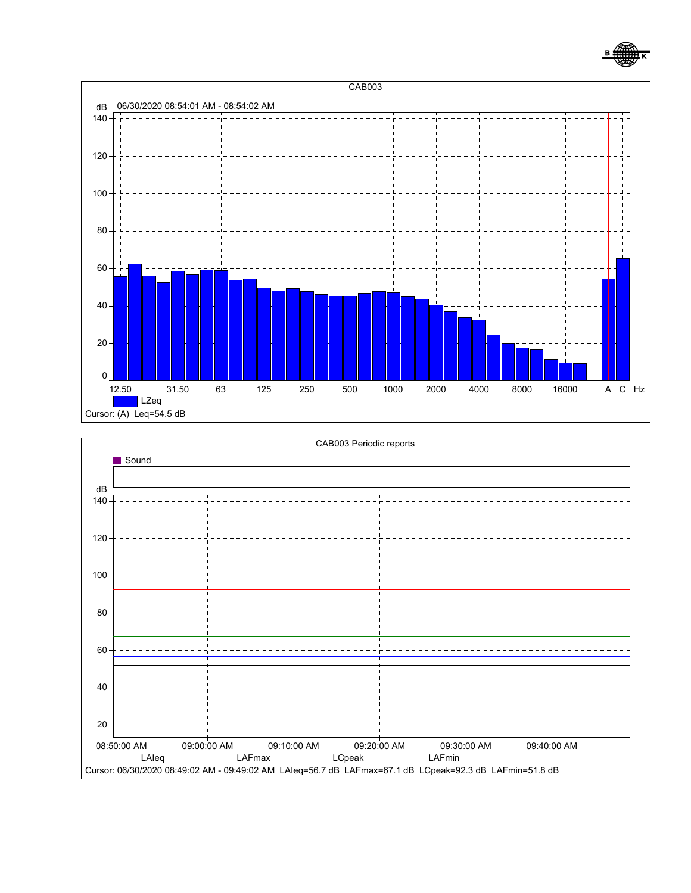## CAB003

dB 06/30/2020 08:54:01 AM - 08:54:02 AM

LZeq

Cursor: (A) Leq=54.5 dB

## CAB003 Periodic reports

Sound

LAIeq — LAFmax — LCpeak — LAFmin

Cursor: 06/30/2020 08:49:02 AM - 09:49:02 AM LAIeq=56.7 dB LAFmax=67.1 dB LCpeak=92.3 dB LAFmin=51.8 dB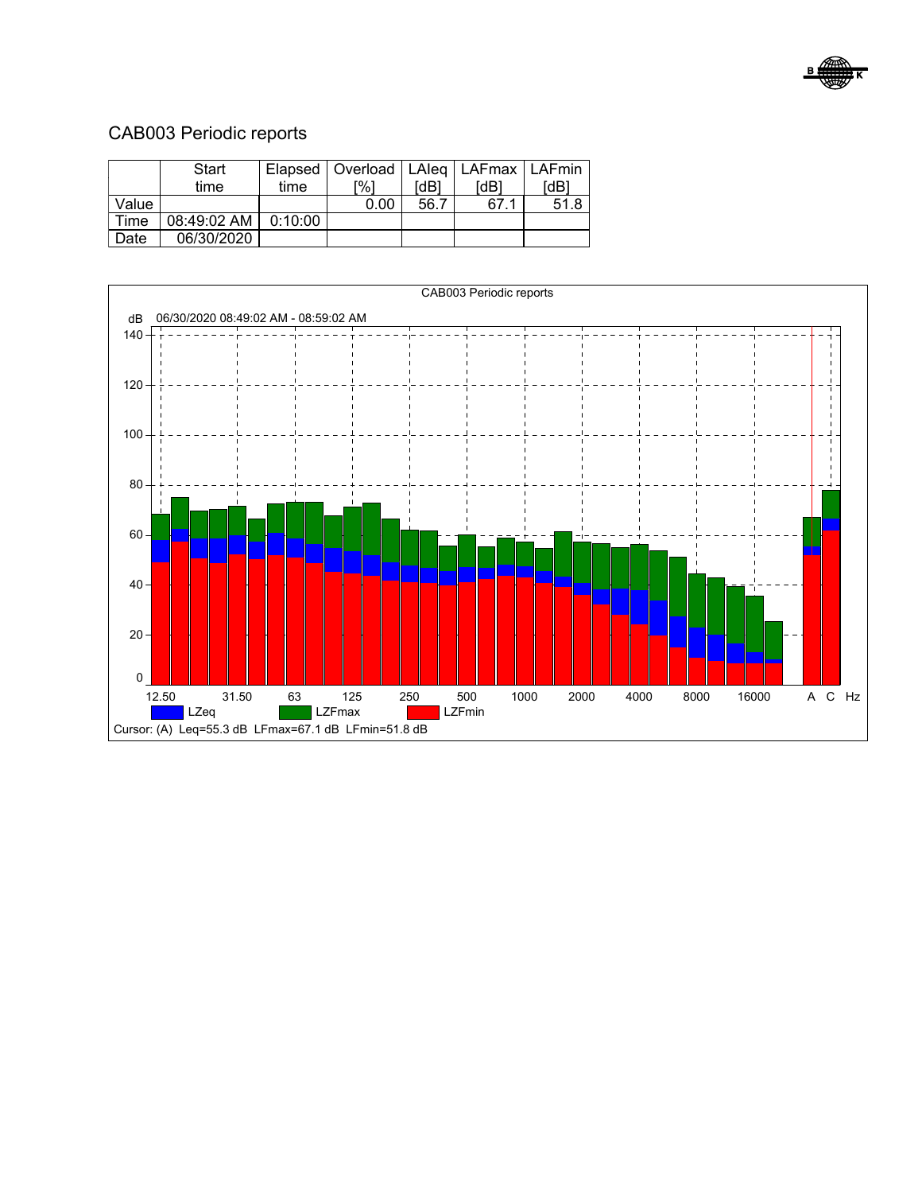# CAB003 Periodic reports

|  | Start time | Elapsed time | Overload [%] | LAIeq [dB] | LAFmax [dB] | LAFmin [dB] |
|---|---|---|---|---|---|---|
| Value |  |  | 0.00 | 56.7 | 67.1 | 51.8 |
| Time | 08:49:02 AM | 0:10:00 |  |  |  |  |
| Date | 06/30/2020 |  |  |  |  |  |

CAB003 Periodic reports

dB 06/30/2020 08:49:02 AM - 08:59:02 AM

LZeq LZFmax LZFmin

Cursor: (A) Leq=55.3 dB LFmax=67.1 dB LFmin=51.8 dB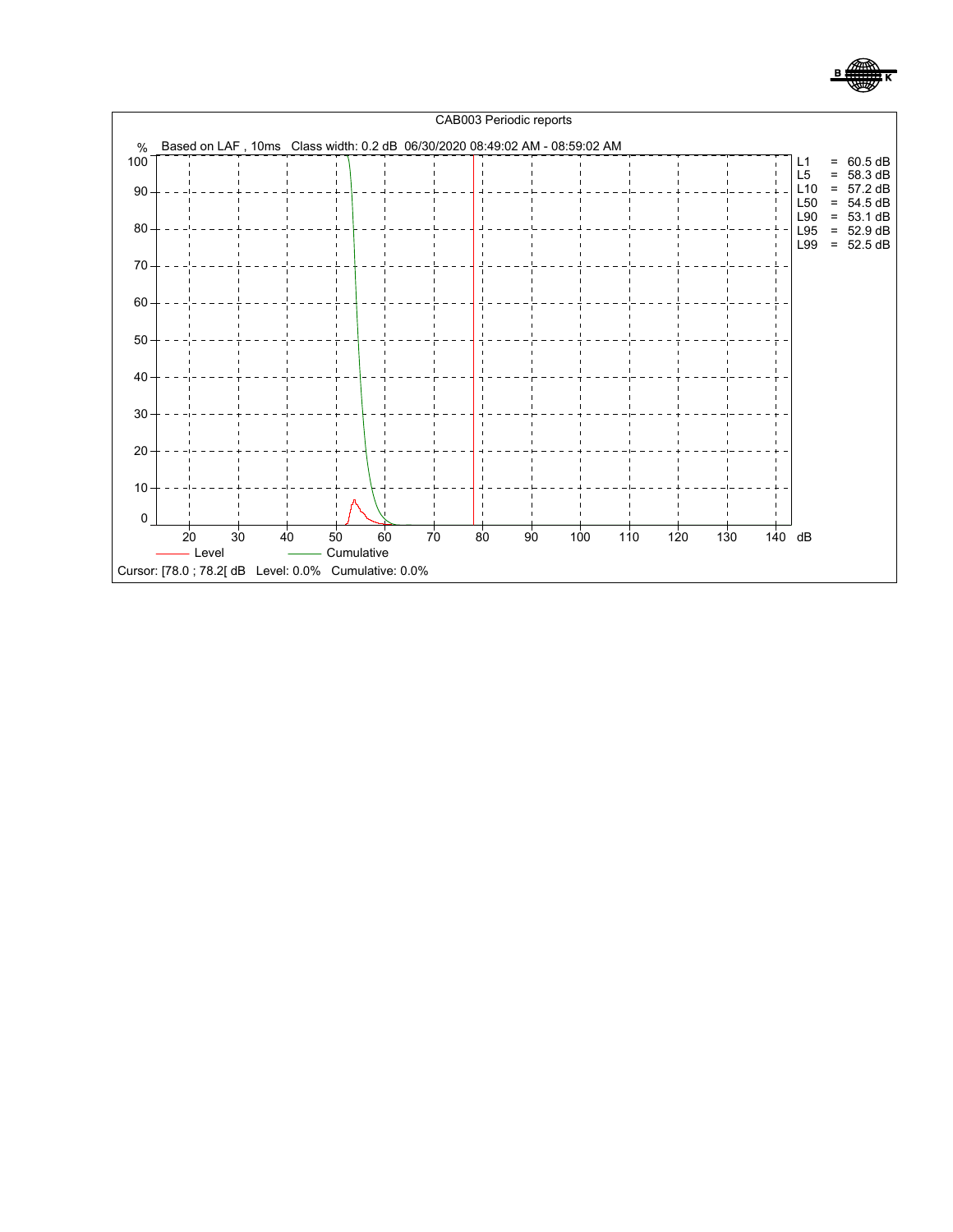CAB003 Periodic reports

Based on LAF , 10ms   Class width: 0.2 dB  06/30/2020 08:49:02 AM - 08:59:02 AM

| | | |
|---|---|---|
| L1 | = | 60.5 dB |
| L5 | = | 58.3 dB |
| L10 | = | 57.2 dB |
| L50 | = | 54.5 dB |
| L90 | = | 53.1 dB |
| L95 | = | 52.9 dB |
| L99 | = | 52.5 dB |

Level    Cumulative

Cursor: [78.0 ; 78.2[ dB   Level: 0.0%   Cumulative: 0.0%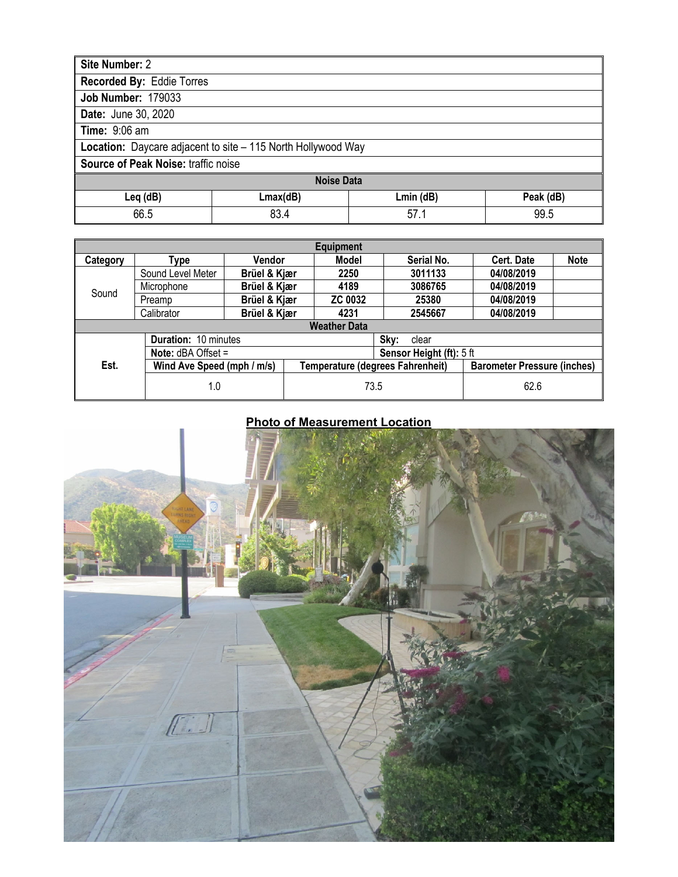| **Site Number:** 2 | | | |
|---|---|---|---|
| **Recorded By:** Eddie Torres | | | |
| **Job Number:** 179033 | | | |
| **Date:** June 30, 2020 | | | |
| **Time:** 9:06 am | | | |
| **Location:** Daycare adjacent to site – 115 North Hollywood Way | | | |
| **Source of Peak Noise:** traffic noise | | | |
| **Noise Data** | | | |
| **Leq (dB)** | **Lmax(dB)** | **Lmin (dB)** | **Peak (dB)** |
| 66.5 | 83.4 | 57.1 | 99.5 |

| **Equipment** | | | | | | |
|---|---|---|---|---|---|---|
| **Category** | **Type** | **Vendor** | **Model** | **Serial No.** | **Cert. Date** | **Note** |
| Sound | Sound Level Meter | **Brüel & Kjær** | **2250** | **3011133** | **04/08/2019** | |
| | Microphone | **Brüel & Kjær** | **4189** | **3086765** | **04/08/2019** | |
| | Preamp | **Brüel & Kjær** | **ZC 0032** | **25380** | **04/08/2019** | |
| | Calibrator | **Brüel & Kjær** | **4231** | **2545667** | **04/08/2019** | |

| **Weather Data** | | | |
|---|---|---|---|
| Est. | **Duration:** 10 minutes | | **Sky:** clear |
| | **Note:** dBA Offset = | | **Sensor Height (ft):** 5 ft |
| | **Wind Ave Speed (mph / m/s)** | **Temperature (degrees Fahrenheit)** | **Barometer Pressure (inches)** |
| | 1.0 | 73.5 | 62.6 |

**Photo of Measurement Location**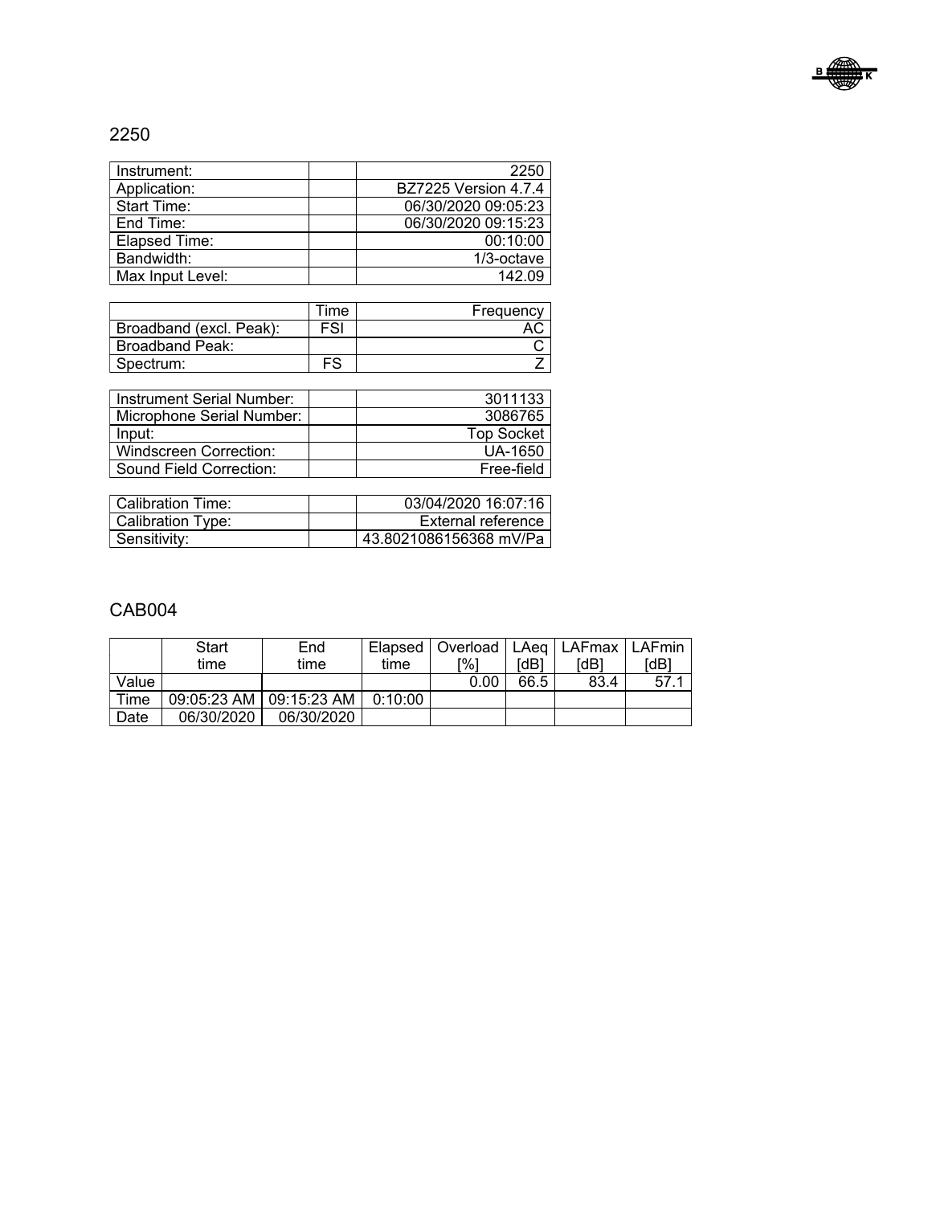## 2250

| Instrument: | | 2250 |
|---|---|---|
| Application: | | BZ7225 Version 4.7.4 |
| Start Time: | | 06/30/2020 09:05:23 |
| End Time: | | 06/30/2020 09:15:23 |
| Elapsed Time: | | 00:10:00 |
| Bandwidth: | | 1/3-octave |
| Max Input Level: | | 142.09 |

| | Time | Frequency |
|---|---|---|
| Broadband (excl. Peak): | FSI | AC |
| Broadband Peak: | | C |
| Spectrum: | FS | Z |

| Instrument Serial Number: | | 3011133 |
|---|---|---|
| Microphone Serial Number: | | 3086765 |
| Input: | | Top Socket |
| Windscreen Correction: | | UA-1650 |
| Sound Field Correction: | | Free-field |

| Calibration Time: | | 03/04/2020 16:07:16 |
|---|---|---|
| Calibration Type: | | External reference |
| Sensitivity: | | 43.8021086156368 mV/Pa |

## CAB004

| | Start time | End time | Elapsed time | Overload [%] | LAeq [dB] | LAFmax [dB] | LAFmin [dB] |
|---|---|---|---|---|---|---|---|
| Value | | | | 0.00 | 66.5 | 83.4 | 57.1 |
| Time | 09:05:23 AM | 09:15:23 AM | 0:10:00 | | | | |
| Date | 06/30/2020 | 06/30/2020 | | | | | |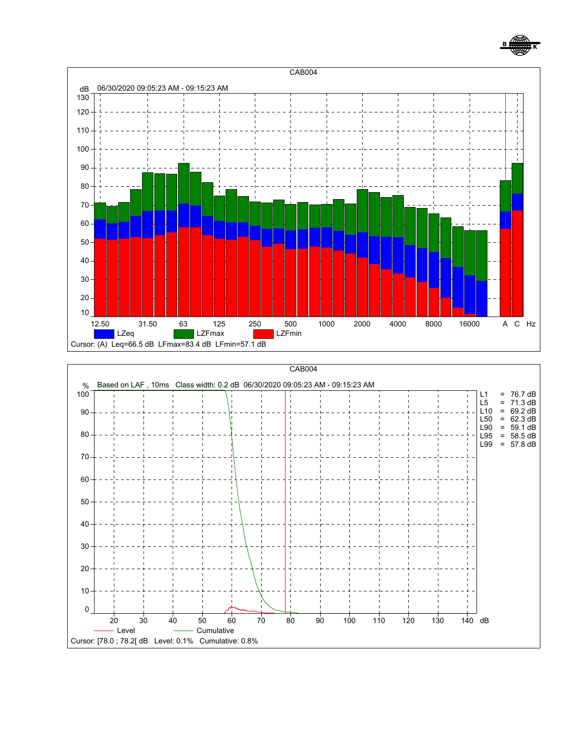CAB004

dB 06/30/2020 09:05:23 AM - 09:15:23 AM

LZeq LZFmax LZFmin

Cursor: (A) Leq=66.5 dB LFmax=83.4 dB LFmin=57.1 dB

CAB004

% Based on LAF , 10ms Class width: 0.2 dB 06/30/2020 09:05:23 AM - 09:15:23 AM

| | | |
|---|---|---|
| L1 | = | 76.7 dB |
| L5 | = | 71.3 dB |
| L10 | = | 69.2 dB |
| L50 | = | 62.3 dB |
| L90 | = | 59.1 dB |
| L95 | = | 58.5 dB |
| L99 | = | 57.8 dB |

Level Cumulative

Cursor: [78.0 ; 78.2[ dB Level: 0.1% Cumulative: 0.8%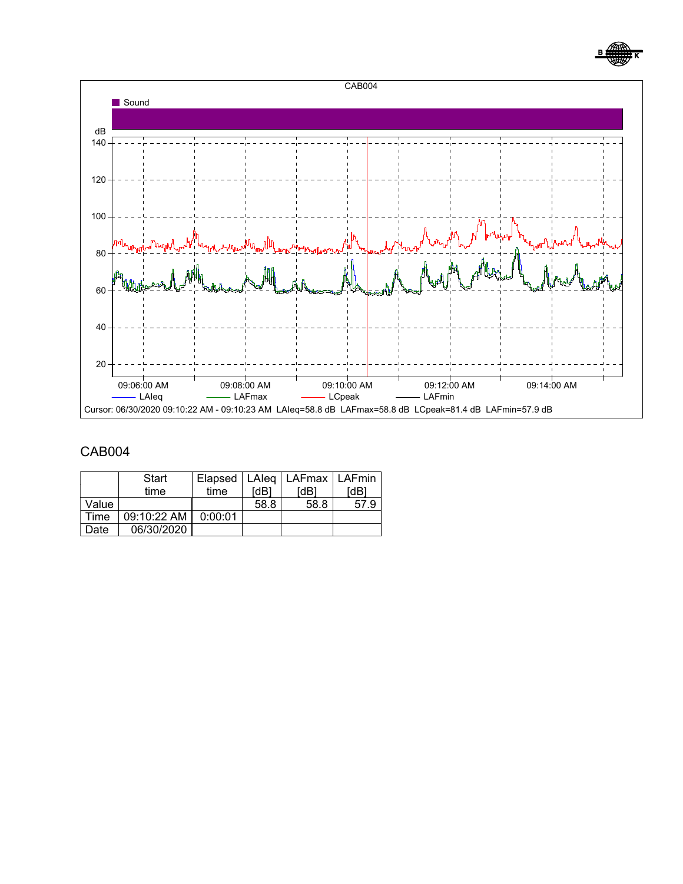CAB004

Sound

dB

140
120
100
80
60
40
20

09:06:00 AM 09:08:00 AM 09:10:00 AM 09:12:00 AM 09:14:00 AM

LAIeq LAFmax LCpeak LAFmin

Cursor: 06/30/2020 09:10:22 AM - 09:10:23 AM LAIeq=58.8 dB LAFmax=58.8 dB LCpeak=81.4 dB LAFmin=57.9 dB

## CAB004

| | Start time | Elapsed time | LAIeq [dB] | LAFmax [dB] | LAFmin [dB] |
|---|---|---|---|---|---|
| Value | | | 58.8 | 58.8 | 57.9 |
| Time | 09:10:22 AM | 0:00:01 | | | |
| Date | 06/30/2020 | | | | |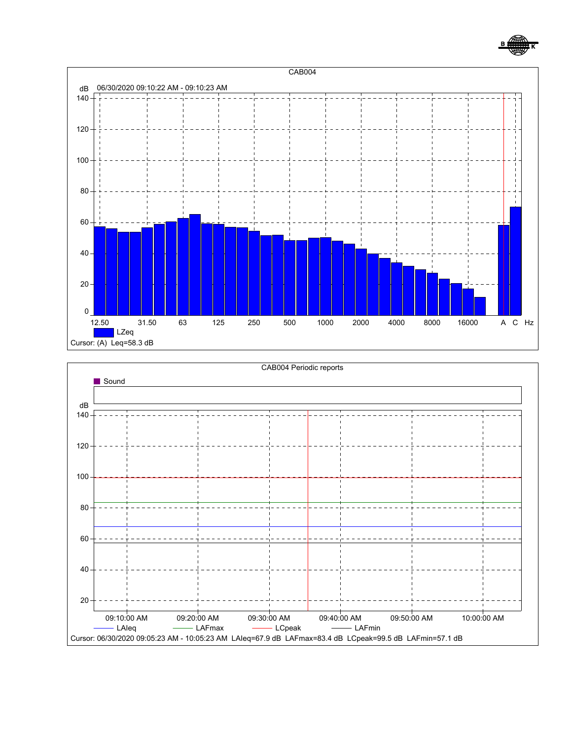CAB004

dB 06/30/2020 09:10:22 AM - 09:10:23 AM

LZeq

Cursor: (A) Leq=58.3 dB

CAB004 Periodic reports

Sound

LAIeq LAFmax LCpeak LAFmin

Cursor: 06/30/2020 09:05:23 AM - 10:05:23 AM LAIeq=67.9 dB LAFmax=83.4 dB LCpeak=99.5 dB LAFmin=57.1 dB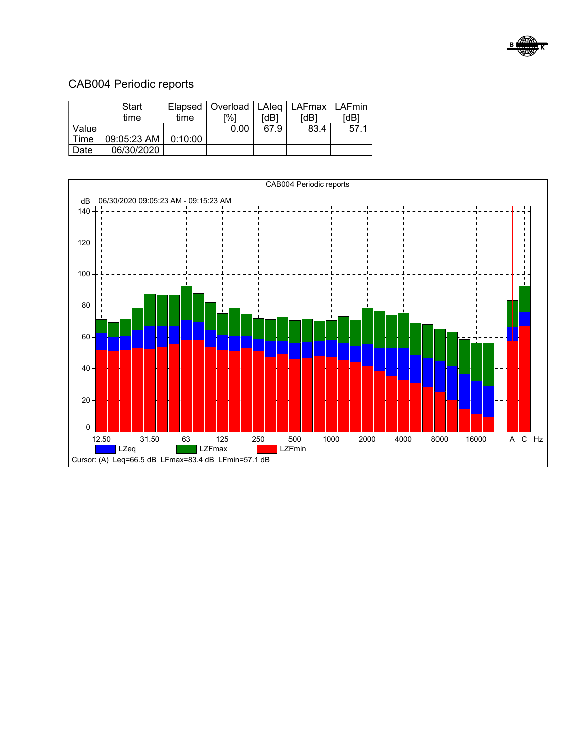# CAB004 Periodic reports

|  | Start time | Elapsed time | Overload [%] | LAIeq [dB] | LAFmax [dB] | LAFmin [dB] |
|---|---|---|---|---|---|---|
| Value |  |  | 0.00 | 67.9 | 83.4 | 57.1 |
| Time | 09:05:23 AM | 0:10:00 |  |  |  |  |
| Date | 06/30/2020 |  |  |  |  |  |

CAB004 Periodic reports

dB 06/30/2020 09:05:23 AM - 09:15:23 AM

LZeq LZFmax LZFmin

Cursor: (A) Leq=66.5 dB LFmax=83.4 dB LFmin=57.1 dB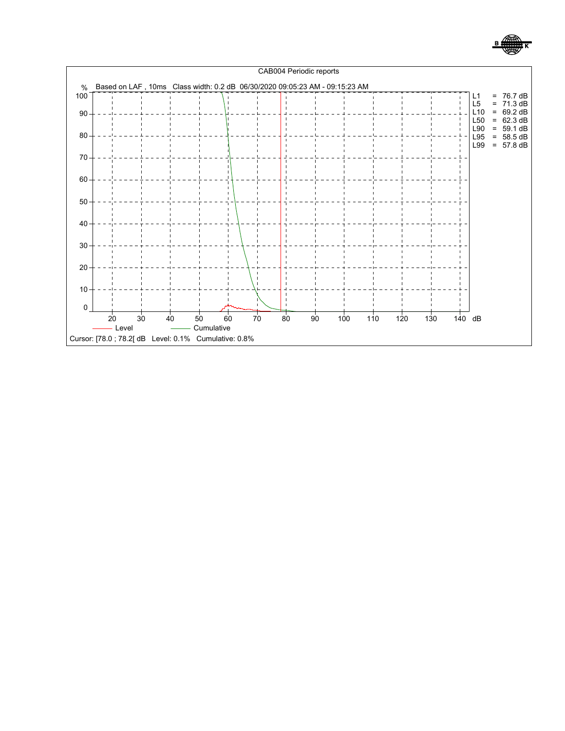CAB004 Periodic reports

Based on LAF , 10ms Class width: 0.2 dB 06/30/2020 09:05:23 AM - 09:15:23 AM

%

100
90
80
70
60
50
40
30
20
10
0

20 30 40 50 60 70 80 90 100 110 120 130 140 dB

L1 = 76.7 dB
L5 = 71.3 dB
L10 = 69.2 dB
L50 = 62.3 dB
L90 = 59.1 dB
L95 = 58.5 dB
L99 = 57.8 dB

Level
Cumulative

Cursor: [78.0 ; 78.2[ dB Level: 0.1% Cumulative: 0.8%